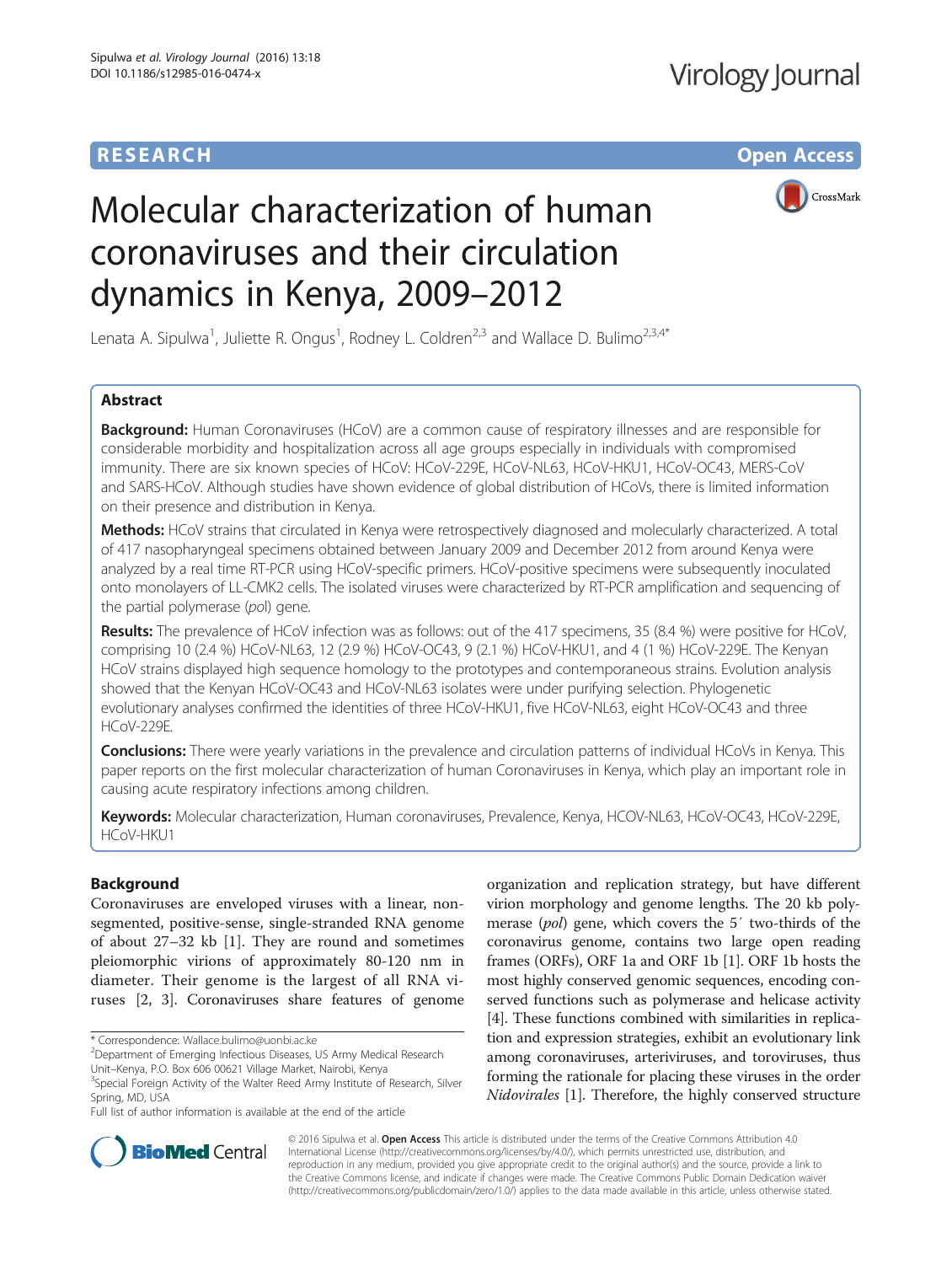RESEARCH Open Access

# Molecular characterization of human coronaviruses and their circulation dynamics in Kenya, 2009–2012

Lenata A. Sipulwa[1], Juliette R. Ongus[1], Rodney L. Coldren[2,3] and Wallace D. Bulimo[2,3,4*]

## Abstract

**Background:** Human Coronaviruses (HCoV) are a common cause of respiratory illnesses and are responsible for considerable morbidity and hospitalization across all age groups especially in individuals with compromised immunity. There are six known species of HCoV: HCoV-229E, HCoV-NL63, HCoV-HKU1, HCoV-OC43, MERS-CoV and SARS-HCoV. Although studies have shown evidence of global distribution of HCoVs, there is limited information on their presence and distribution in Kenya.

**Methods:** HCoV strains that circulated in Kenya were retrospectively diagnosed and molecularly characterized. A total of 417 nasopharyngeal specimens obtained between January 2009 and December 2012 from around Kenya were analyzed by a real time RT-PCR using HCoV-specific primers. HCoV-positive specimens were subsequently inoculated onto monolayers of LL-CMK2 cells. The isolated viruses were characterized by RT-PCR amplification and sequencing of the partial polymerase (*pol*) gene.

**Results:** The prevalence of HCoV infection was as follows: out of the 417 specimens, 35 (8.4 %) were positive for HCoV, comprising 10 (2.4 %) HCoV-NL63, 12 (2.9 %) HCoV-OC43, 9 (2.1 %) HCoV-HKU1, and 4 (1 %) HCoV-229E. The Kenyan HCoV strains displayed high sequence homology to the prototypes and contemporaneous strains. Evolution analysis showed that the Kenyan HCoV-OC43 and HCoV-NL63 isolates were under purifying selection. Phylogenetic evolutionary analyses confirmed the identities of three HCoV-HKU1, five HCoV-NL63, eight HCoV-OC43 and three HCoV-229E.

**Conclusions:** There were yearly variations in the prevalence and circulation patterns of individual HCoVs in Kenya. This paper reports on the first molecular characterization of human Coronaviruses in Kenya, which play an important role in causing acute respiratory infections among children.

**Keywords:** Molecular characterization, Human coronaviruses, Prevalence, Kenya, HCOV-NL63, HCoV-OC43, HCoV-229E, HCoV-HKU1

## Background

Coronaviruses are enveloped viruses with a linear, non-segmented, positive-sense, single-stranded RNA genome of about 27–32 kb [1]. They are round and sometimes pleiomorphic virions of approximately 80-120 nm in diameter. Their genome is the largest of all RNA viruses [2, 3]. Coronaviruses share features of genome organization and replication strategy, but have different virion morphology and genome lengths. The 20 kb polymerase (*pol*) gene, which covers the 5′ two-thirds of the coronavirus genome, contains two large open reading frames (ORFs), ORF 1a and ORF 1b [1]. ORF 1b hosts the most highly conserved genomic sequences, encoding conserved functions such as polymerase and helicase activity [4]. These functions combined with similarities in replication and expression strategies, exhibit an evolutionary link among coronaviruses, arteriviruses, and toroviruses, thus forming the rationale for placing these viruses in the order *Nidovirales* [1]. Therefore, the highly conserved structure

\* Correspondence: Wallace.bulimo@uonbi.ac.ke
[2]Department of Emerging Infectious Diseases, US Army Medical Research Unit–Kenya, P.O. Box 606 00621 Village Market, Nairobi, Kenya
[3]Special Foreign Activity of the Walter Reed Army Institute of Research, Silver Spring, MD, USA
Full list of author information is available at the end of the article

© 2016 Sipulwa et al. **Open Access** This article is distributed under the terms of the Creative Commons Attribution 4.0 International License (http://creativecommons.org/licenses/by/4.0/), which permits unrestricted use, distribution, and reproduction in any medium, provided you give appropriate credit to the original author(s) and the source, provide a link to the Creative Commons license, and indicate if changes were made. The Creative Commons Public Domain Dedication waiver (http://creativecommons.org/publicdomain/zero/1.0/) applies to the data made available in this article, unless otherwise stated.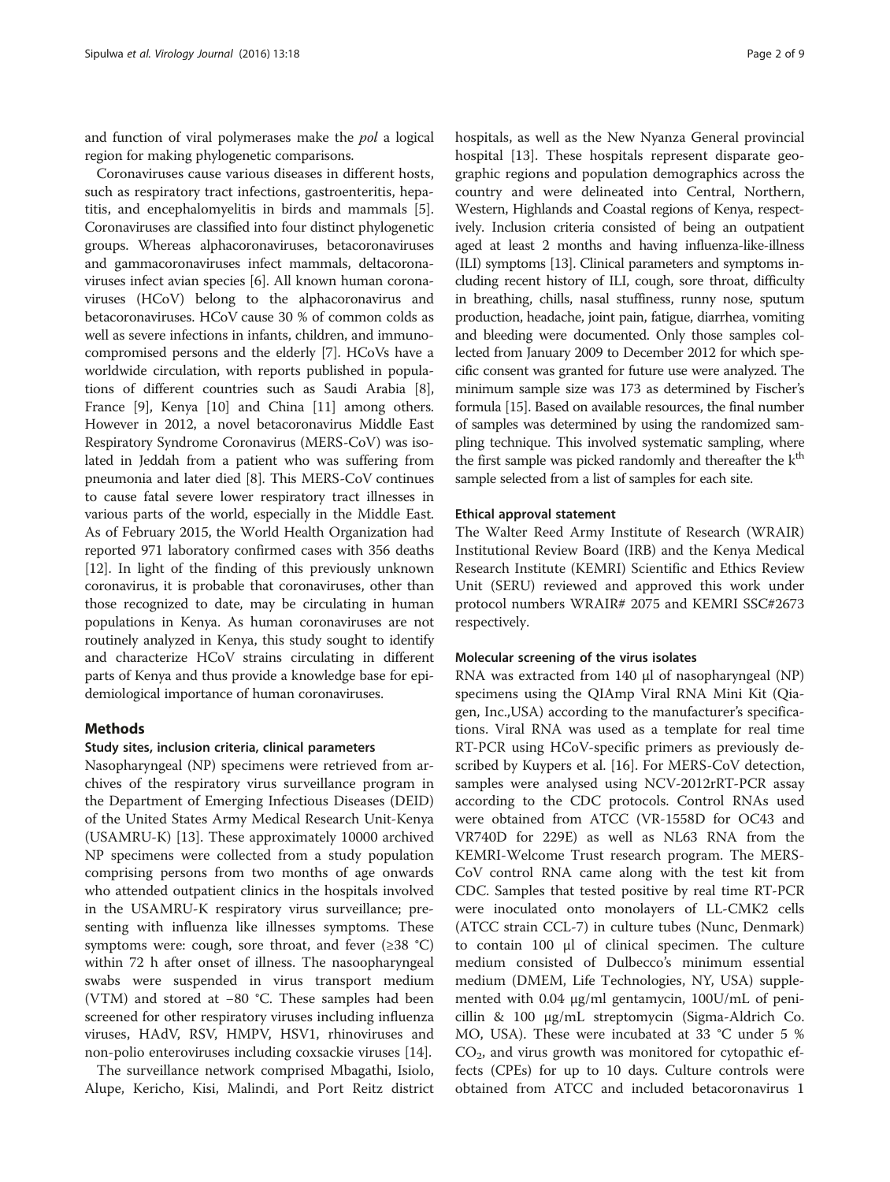and function of viral polymerases make the *pol* a logical region for making phylogenetic comparisons.

Coronaviruses cause various diseases in different hosts, such as respiratory tract infections, gastroenteritis, hepatitis, and encephalomyelitis in birds and mammals [5]. Coronaviruses are classified into four distinct phylogenetic groups. Whereas alphacoronaviruses, betacoronaviruses and gammacoronaviruses infect mammals, deltacoronaviruses infect avian species [6]. All known human coronaviruses (HCoV) belong to the alphacoronavirus and betacoronaviruses. HCoV cause 30 % of common colds as well as severe infections in infants, children, and immunocompromised persons and the elderly [7]. HCoVs have a worldwide circulation, with reports published in populations of different countries such as Saudi Arabia [8], France [9], Kenya [10] and China [11] among others. However in 2012, a novel betacoronavirus Middle East Respiratory Syndrome Coronavirus (MERS-CoV) was isolated in Jeddah from a patient who was suffering from pneumonia and later died [8]. This MERS-CoV continues to cause fatal severe lower respiratory tract illnesses in various parts of the world, especially in the Middle East. As of February 2015, the World Health Organization had reported 971 laboratory confirmed cases with 356 deaths [12]. In light of the finding of this previously unknown coronavirus, it is probable that coronaviruses, other than those recognized to date, may be circulating in human populations in Kenya. As human coronaviruses are not routinely analyzed in Kenya, this study sought to identify and characterize HCoV strains circulating in different parts of Kenya and thus provide a knowledge base for epidemiological importance of human coronaviruses.

## Methods

### Study sites, inclusion criteria, clinical parameters

Nasopharyngeal (NP) specimens were retrieved from archives of the respiratory virus surveillance program in the Department of Emerging Infectious Diseases (DEID) of the United States Army Medical Research Unit-Kenya (USAMRU-K) [13]. These approximately 10000 archived NP specimens were collected from a study population comprising persons from two months of age onwards who attended outpatient clinics in the hospitals involved in the USAMRU-K respiratory virus surveillance; presenting with influenza like illnesses symptoms. These symptoms were: cough, sore throat, and fever (≥38 °C) within 72 h after onset of illness. The nasoopharyngeal swabs were suspended in virus transport medium (VTM) and stored at −80 °C. These samples had been screened for other respiratory viruses including influenza viruses, HAdV, RSV, HMPV, HSV1, rhinoviruses and non-polio enteroviruses including coxsackie viruses [14].

The surveillance network comprised Mbagathi, Isiolo, Alupe, Kericho, Kisi, Malindi, and Port Reitz district hospitals, as well as the New Nyanza General provincial hospital [13]. These hospitals represent disparate geographic regions and population demographics across the country and were delineated into Central, Northern, Western, Highlands and Coastal regions of Kenya, respectively. Inclusion criteria consisted of being an outpatient aged at least 2 months and having influenza-like-illness (ILI) symptoms [13]. Clinical parameters and symptoms including recent history of ILI, cough, sore throat, difficulty in breathing, chills, nasal stuffiness, runny nose, sputum production, headache, joint pain, fatigue, diarrhea, vomiting and bleeding were documented. Only those samples collected from January 2009 to December 2012 for which specific consent was granted for future use were analyzed. The minimum sample size was 173 as determined by Fischer's formula [15]. Based on available resources, the final number of samples was determined by using the randomized sampling technique. This involved systematic sampling, where the first sample was picked randomly and thereafter the $k^{th}$ sample selected from a list of samples for each site.

### Ethical approval statement

The Walter Reed Army Institute of Research (WRAIR) Institutional Review Board (IRB) and the Kenya Medical Research Institute (KEMRI) Scientific and Ethics Review Unit (SERU) reviewed and approved this work under protocol numbers WRAIR# 2075 and KEMRI SSC#2673 respectively.

### Molecular screening of the virus isolates

RNA was extracted from 140 μl of nasopharyngeal (NP) specimens using the QIAmp Viral RNA Mini Kit (Qiagen, Inc.,USA) according to the manufacturer's specifications. Viral RNA was used as a template for real time RT-PCR using HCoV-specific primers as previously described by Kuypers et al. [16]. For MERS-CoV detection, samples were analysed using NCV-2012rRT-PCR assay according to the CDC protocols. Control RNAs used were obtained from ATCC (VR-1558D for OC43 and VR740D for 229E) as well as NL63 RNA from the KEMRI-Welcome Trust research program. The MERS-CoV control RNA came along with the test kit from CDC. Samples that tested positive by real time RT-PCR were inoculated onto monolayers of LL-CMK2 cells (ATCC strain CCL-7) in culture tubes (Nunc, Denmark) to contain 100 μl of clinical specimen. The culture medium consisted of Dulbecco's minimum essential medium (DMEM, Life Technologies, NY, USA) supplemented with 0.04 μg/ml gentamycin, 100U/mL of penicillin & 100 μg/mL streptomycin (Sigma-Aldrich Co. MO, USA). These were incubated at 33 °C under 5 % $CO_2$, and virus growth was monitored for cytopathic effects (CPEs) for up to 10 days. Culture controls were obtained from ATCC and included betacoronavirus 1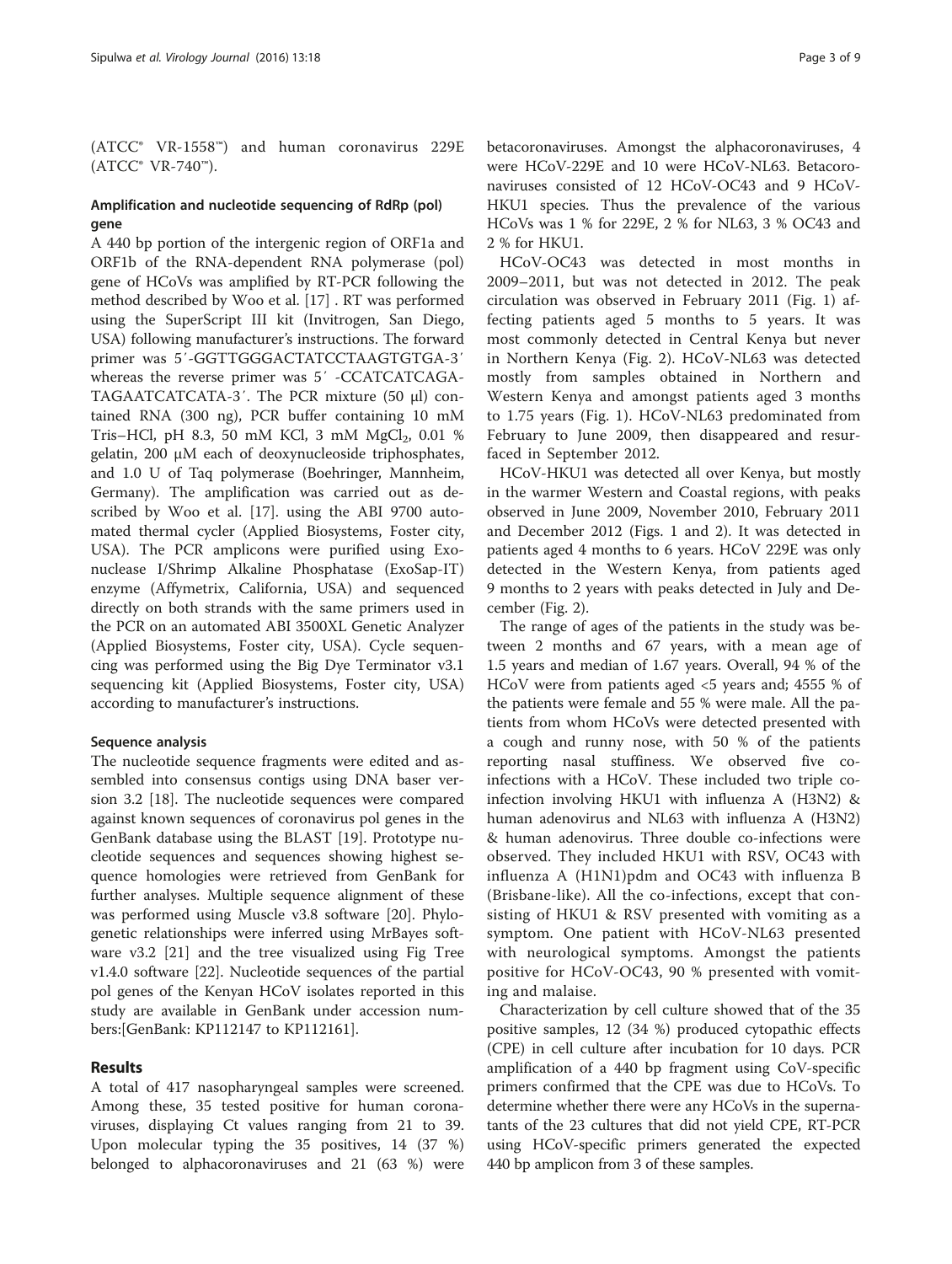(ATCC® VR-1558™) and human coronavirus 229E (ATCC® VR-740™).

### Amplification and nucleotide sequencing of RdRp (pol) gene

A 440 bp portion of the intergenic region of ORF1a and ORF1b of the RNA-dependent RNA polymerase (pol) gene of HCoVs was amplified by RT-PCR following the method described by Woo et al. [17] . RT was performed using the SuperScript III kit (Invitrogen, San Diego, USA) following manufacturer's instructions. The forward primer was 5′-GGTTGGGACTATCCTAAGTGTGA-3′ whereas the reverse primer was 5′ -CCATCATCAGATAGAATCATCATA-3′. The PCR mixture (50 μl) contained RNA (300 ng), PCR buffer containing 10 mM Tris–HCl, pH 8.3, 50 mM KCl, 3 mM $MgCl_2$, 0.01 % gelatin, 200 μM each of deoxynucleoside triphosphates, and 1.0 U of Taq polymerase (Boehringer, Mannheim, Germany). The amplification was carried out as described by Woo et al. [17]. using the ABI 9700 automated thermal cycler (Applied Biosystems, Foster city, USA). The PCR amplicons were purified using Exonuclease I/Shrimp Alkaline Phosphatase (ExoSap-IT) enzyme (Affymetrix, California, USA) and sequenced directly on both strands with the same primers used in the PCR on an automated ABI 3500XL Genetic Analyzer (Applied Biosystems, Foster city, USA). Cycle sequencing was performed using the Big Dye Terminator v3.1 sequencing kit (Applied Biosystems, Foster city, USA) according to manufacturer's instructions.

### Sequence analysis

The nucleotide sequence fragments were edited and assembled into consensus contigs using DNA baser version 3.2 [18]. The nucleotide sequences were compared against known sequences of coronavirus pol genes in the GenBank database using the BLAST [19]. Prototype nucleotide sequences and sequences showing highest sequence homologies were retrieved from GenBank for further analyses. Multiple sequence alignment of these was performed using Muscle v3.8 software [20]. Phylogenetic relationships were inferred using MrBayes software v3.2 [21] and the tree visualized using Fig Tree v1.4.0 software [22]. Nucleotide sequences of the partial pol genes of the Kenyan HCoV isolates reported in this study are available in GenBank under accession numbers:[GenBank: KP112147 to KP112161].

## Results

A total of 417 nasopharyngeal samples were screened. Among these, 35 tested positive for human coronaviruses, displaying Ct values ranging from 21 to 39. Upon molecular typing the 35 positives, 14 (37 %) belonged to alphacoronaviruses and 21 (63 %) were betacoronaviruses. Amongst the alphacoronaviruses, 4 were HCoV-229E and 10 were HCoV-NL63. Betacoronaviruses consisted of 12 HCoV-OC43 and 9 HCoV-HKU1 species. Thus the prevalence of the various HCoVs was 1 % for 229E, 2 % for NL63, 3 % OC43 and 2 % for HKU1.

HCoV-OC43 was detected in most months in 2009–2011, but was not detected in 2012. The peak circulation was observed in February 2011 (Fig. 1) affecting patients aged 5 months to 5 years. It was most commonly detected in Central Kenya but never in Northern Kenya (Fig. 2). HCoV-NL63 was detected mostly from samples obtained in Northern and Western Kenya and amongst patients aged 3 months to 1.75 years (Fig. 1). HCoV-NL63 predominated from February to June 2009, then disappeared and resurfaced in September 2012.

HCoV-HKU1 was detected all over Kenya, but mostly in the warmer Western and Coastal regions, with peaks observed in June 2009, November 2010, February 2011 and December 2012 (Figs. 1 and 2). It was detected in patients aged 4 months to 6 years. HCoV 229E was only detected in the Western Kenya, from patients aged 9 months to 2 years with peaks detected in July and December (Fig. 2).

The range of ages of the patients in the study was between 2 months and 67 years, with a mean age of 1.5 years and median of 1.67 years. Overall, 94 % of the HCoV were from patients aged <5 years and; 4555 % of the patients were female and 55 % were male. All the patients from whom HCoVs were detected presented with a cough and runny nose, with 50 % of the patients reporting nasal stuffiness. We observed five coinfections with a HCoV. These included two triple coinfection involving HKU1 with influenza A (H3N2) & human adenovirus and NL63 with influenza A (H3N2) & human adenovirus. Three double co-infections were observed. They included HKU1 with RSV, OC43 with influenza A (H1N1)pdm and OC43 with influenza B (Brisbane-like). All the co-infections, except that consisting of HKU1 & RSV presented with vomiting as a symptom. One patient with HCoV-NL63 presented with neurological symptoms. Amongst the patients positive for HCoV-OC43, 90 % presented with vomiting and malaise.

Characterization by cell culture showed that of the 35 positive samples, 12 (34 %) produced cytopathic effects (CPE) in cell culture after incubation for 10 days. PCR amplification of a 440 bp fragment using CoV-specific primers confirmed that the CPE was due to HCoVs. To determine whether there were any HCoVs in the supernatants of the 23 cultures that did not yield CPE, RT-PCR using HCoV-specific primers generated the expected 440 bp amplicon from 3 of these samples.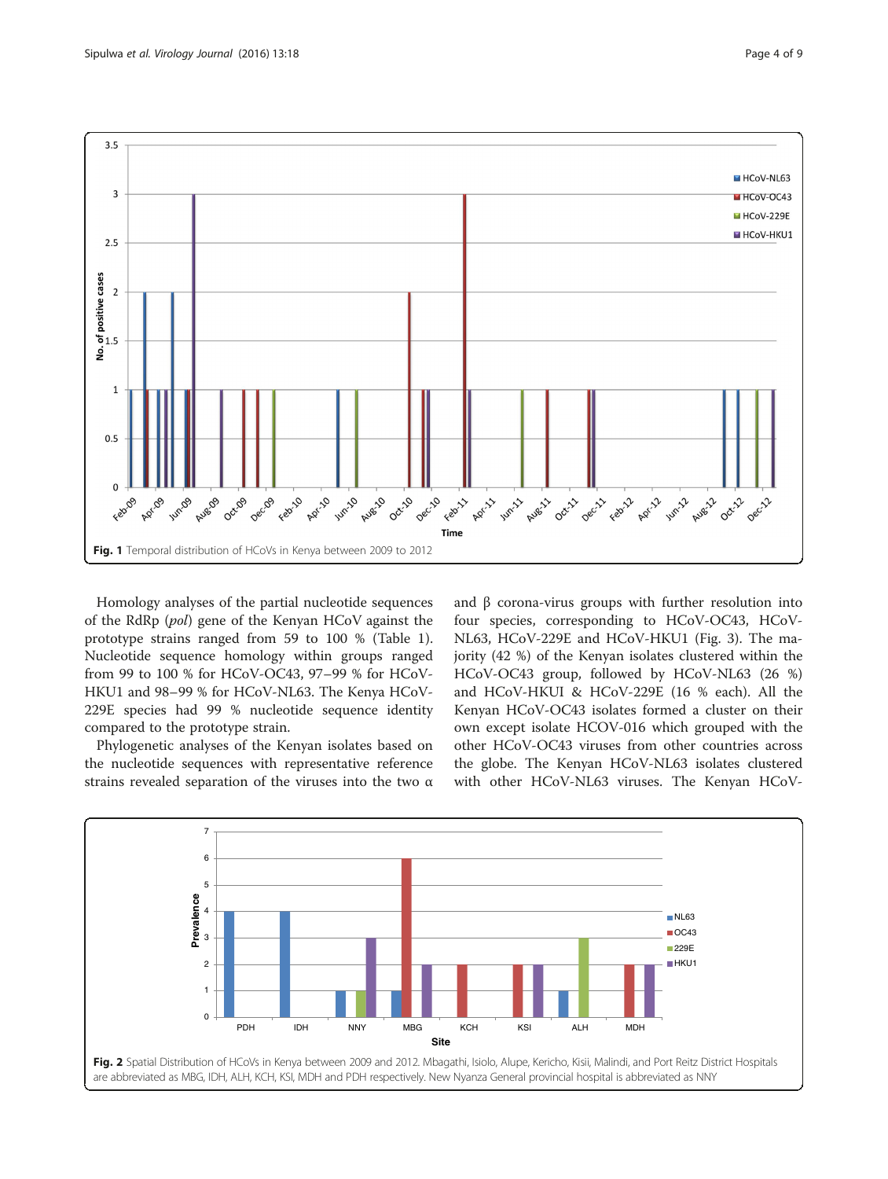Fig. 1 Temporal distribution of HCoVs in Kenya between 2009 to 2012

Homology analyses of the partial nucleotide sequences of the RdRp (*pol*) gene of the Kenyan HCoV against the prototype strains ranged from 59 to 100 % (Table 1). Nucleotide sequence homology within groups ranged from 99 to 100 % for HCoV-OC43, 97–99 % for HCoV-HKU1 and 98–99 % for HCoV-NL63. The Kenya HCoV-229E species had 99 % nucleotide sequence identity compared to the prototype strain.

Phylogenetic analyses of the Kenyan isolates based on the nucleotide sequences with representative reference strains revealed separation of the viruses into the two α and β corona-virus groups with further resolution into four species, corresponding to HCoV-OC43, HCoV-NL63, HCoV-229E and HCoV-HKU1 (Fig. 3). The majority (42 %) of the Kenyan isolates clustered within the HCoV-OC43 group, followed by HCoV-NL63 (26 %) and HCoV-HKUI & HCoV-229E (16 % each). All the Kenyan HCoV-OC43 isolates formed a cluster on their own except isolate HCOV-016 which grouped with the other HCoV-OC43 viruses from other countries across the globe. The Kenyan HCoV-NL63 isolates clustered with other HCoV-NL63 viruses. The Kenyan HCoV-

Fig. 2 Spatial Distribution of HCoVs in Kenya between 2009 and 2012. Mbagathi, Isiolo, Alupe, Kericho, Kisii, Malindi, and Port Reitz District Hospitals are abbreviated as MBG, IDH, ALH, KCH, KSI, MDH and PDH respectively. New Nyanza General provincial hospital is abbreviated as NNY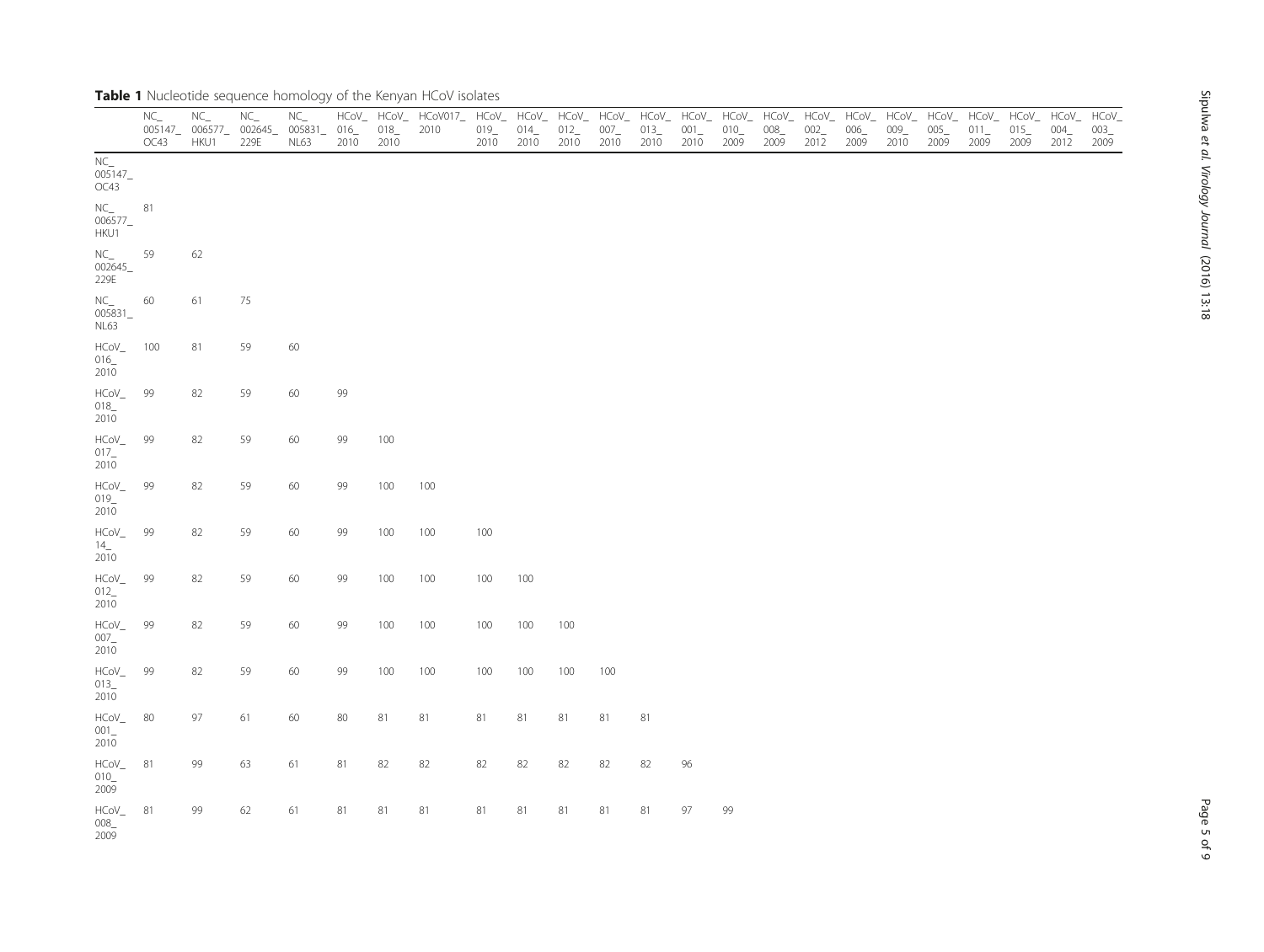**Table 1** Nucleotide sequence homology of the Kenyan HCoV isolates

| | NC_005147_OC43 | NC_006577_HKU1 | NC_002645_229E | NC_005831_NL63 | HCoV_016_2010 | HCoV_018_2010 | HCoV017_2010 | HCoV_019_2010 | HCoV_014_2010 | HCoV_012_2010 | HCoV_007_2010 | HCoV_013_2010 | HCoV_001_2010 | HCoV_010_2009 | HCoV_008_2009 | HCoV_002_2012 | HCoV_006_2009 | HCoV_009_2010 | HCoV_005_2009 | HCoV_011_2009 | HCoV_015_2009 | HCoV_004_2012 | HCoV_003_2009 |
|---|---|---|---|---|---|---|---|---|---|---|---|---|---|---|---|---|---|---|---|---|---|---|---|
| NC_005147_OC43 | | | | | | | | | | | | | | | | | | | | | | | |
| NC_006577_HKU1 | 81 | | | | | | | | | | | | | | | | | | | | | | |
| NC_002645_229E | 59 | 62 | | | | | | | | | | | | | | | | | | | | | |
| NC_005831_NL63 | 60 | 61 | 75 | | | | | | | | | | | | | | | | | | | | |
| HCoV_016_2010 | 100 | 81 | 59 | 60 | | | | | | | | | | | | | | | | | | | |
| HCoV_018_2010 | 99 | 82 | 59 | 60 | 99 | | | | | | | | | | | | | | | | | | |
| HCoV_017_2010 | 99 | 82 | 59 | 60 | 99 | 100 | | | | | | | | | | | | | | | | | |
| HCoV_019_2010 | 99 | 82 | 59 | 60 | 99 | 100 | 100 | | | | | | | | | | | | | | | | |
| HCoV_14_2010 | 99 | 82 | 59 | 60 | 99 | 100 | 100 | 100 | | | | | | | | | | | | | | | |
| HCoV_012_2010 | 99 | 82 | 59 | 60 | 99 | 100 | 100 | 100 | 100 | | | | | | | | | | | | | | |
| HCoV_007_2010 | 99 | 82 | 59 | 60 | 99 | 100 | 100 | 100 | 100 | 100 | | | | | | | | | | | | | |
| HCoV_013_2010 | 99 | 82 | 59 | 60 | 99 | 100 | 100 | 100 | 100 | 100 | 100 | | | | | | | | | | | | |
| HCoV_001_2010 | 80 | 97 | 61 | 60 | 80 | 81 | 81 | 81 | 81 | 81 | 81 | 81 | | | | | | | | | | | |
| HCoV_010_2009 | 81 | 99 | 63 | 61 | 81 | 82 | 82 | 82 | 82 | 82 | 82 | 82 | 96 | | | | | | | | | | |
| HCoV_008_2009 | 81 | 99 | 62 | 61 | 81 | 81 | 81 | 81 | 81 | 81 | 81 | 81 | 97 | 99 | | | | | | | | | |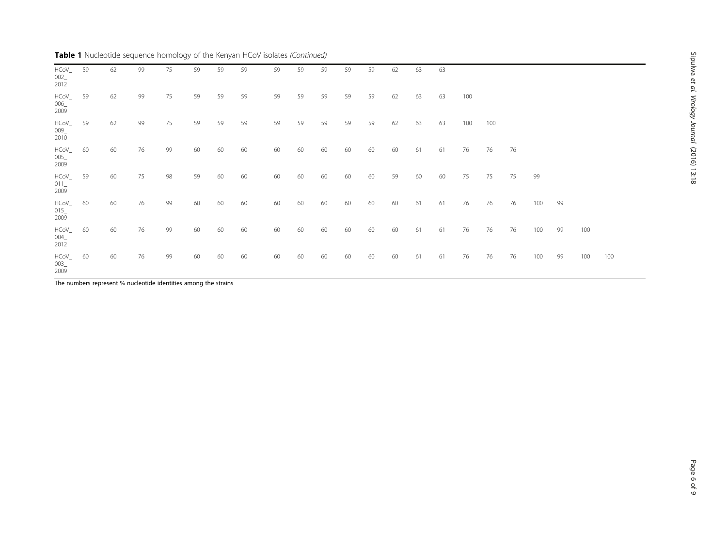**Table 1** Nucleotide sequence homology of the Kenyan HCoV isolates *(Continued)*

| | | | | | | | | | | | | | | | | | | | | | | |
|---|---|---|---|---|---|---|---|---|---|---|---|---|---|---|---|---|---|---|---|---|---|---|
| HCoV_002_2012 | 59 | 62 | 99 | 75 | 59 | 59 | 59 | 59 | 59 | 59 | 59 | 59 | 62 | 63 | 63 | | | | | | | |
| HCoV_006_2009 | 59 | 62 | 99 | 75 | 59 | 59 | 59 | 59 | 59 | 59 | 59 | 59 | 62 | 63 | 63 | 100 | | | | | | |
| HCoV_009_2010 | 59 | 62 | 99 | 75 | 59 | 59 | 59 | 59 | 59 | 59 | 59 | 59 | 62 | 63 | 63 | 100 | 100 | | | | | |
| HCoV_005_2009 | 60 | 60 | 76 | 99 | 60 | 60 | 60 | 60 | 60 | 60 | 60 | 60 | 60 | 61 | 61 | 76 | 76 | 76 | | | | |
| HCoV_011_2009 | 59 | 60 | 75 | 98 | 59 | 60 | 60 | 60 | 60 | 60 | 60 | 60 | 59 | 60 | 60 | 75 | 75 | 75 | 99 | | | |
| HCoV_015_2009 | 60 | 60 | 76 | 99 | 60 | 60 | 60 | 60 | 60 | 60 | 60 | 60 | 60 | 61 | 61 | 76 | 76 | 76 | 100 | 99 | | |
| HCoV_004_2012 | 60 | 60 | 76 | 99 | 60 | 60 | 60 | 60 | 60 | 60 | 60 | 60 | 60 | 61 | 61 | 76 | 76 | 76 | 100 | 99 | 100 | |
| HCoV_003_2009 | 60 | 60 | 76 | 99 | 60 | 60 | 60 | 60 | 60 | 60 | 60 | 60 | 60 | 61 | 61 | 76 | 76 | 76 | 100 | 99 | 100 | 100 |

The numbers represent % nucleotide identities among the strains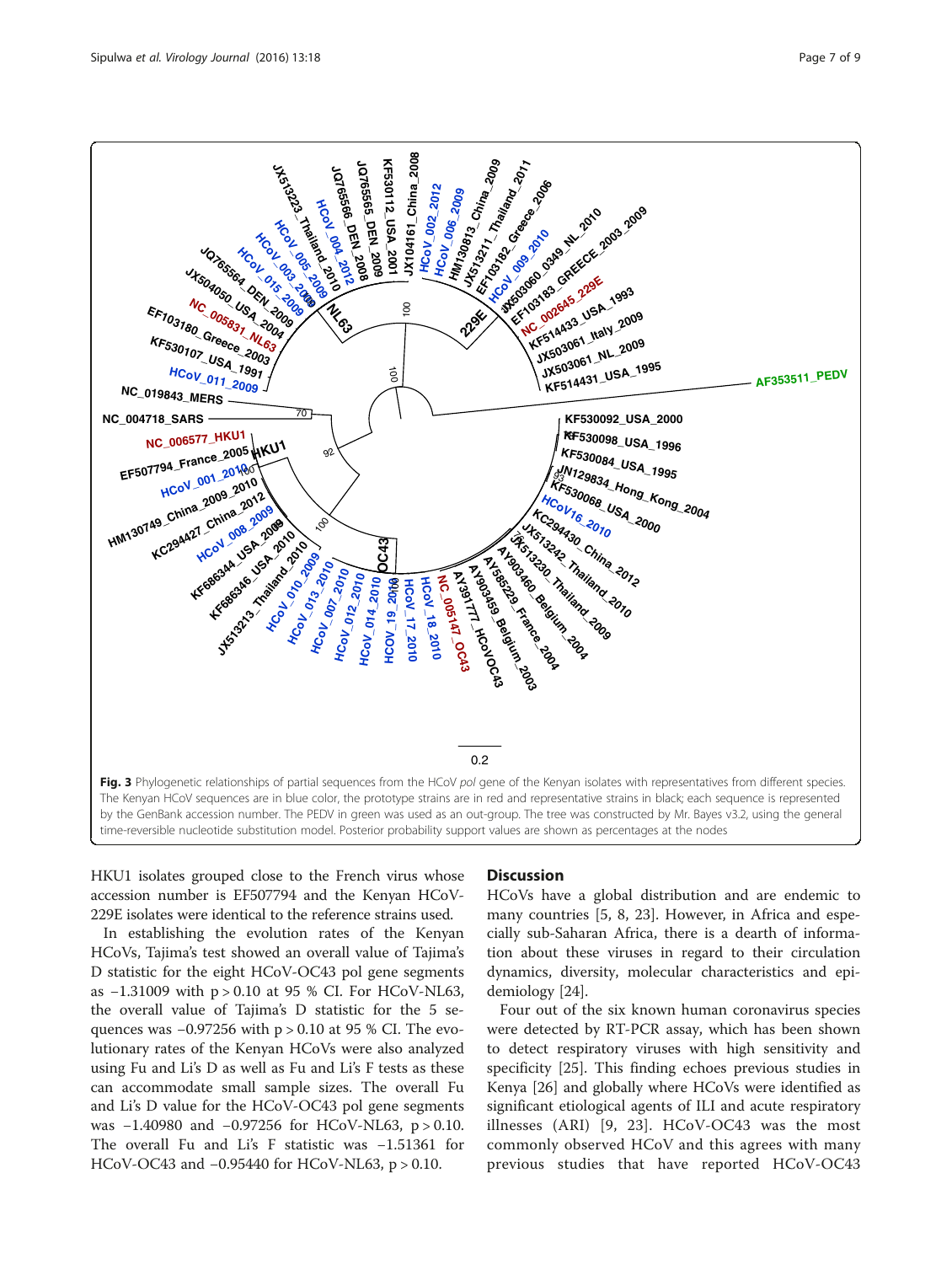Fig. 3 Phylogenetic relationships of partial sequences from the HCoV *pol* gene of the Kenyan isolates with representatives from different species. The Kenyan HCoV sequences are in blue color, the prototype strains are in red and representative strains in black; each sequence is represented by the GenBank accession number. The PEDV in green was used as an out-group. The tree was constructed by Mr. Bayes v3.2, using the general time-reversible nucleotide substitution model. Posterior probability support values are shown as percentages at the nodes

HKU1 isolates grouped close to the French virus whose accession number is EF507794 and the Kenyan HCoV-229E isolates were identical to the reference strains used.

In establishing the evolution rates of the Kenyan HCoVs, Tajima's test showed an overall value of Tajima's D statistic for the eight HCoV-OC43 pol gene segments as −1.31009 with $p > 0.10$ at 95 % CI. For HCoV-NL63, the overall value of Tajima's D statistic for the 5 sequences was −0.97256 with $p > 0.10$ at 95 % CI. The evolutionary rates of the Kenyan HCoVs were also analyzed using Fu and Li's D as well as Fu and Li's F tests as these can accommodate small sample sizes. The overall Fu and Li's D value for the HCoV-OC43 pol gene segments was −1.40980 and −0.97256 for HCoV-NL63, $p > 0.10$. The overall Fu and Li's F statistic was −1.51361 for HCoV-OC43 and −0.95440 for HCoV-NL63, $p > 0.10$.

## Discussion

HCoVs have a global distribution and are endemic to many countries [5, 8, 23]. However, in Africa and especially sub-Saharan Africa, there is a dearth of information about these viruses in regard to their circulation dynamics, diversity, molecular characteristics and epidemiology [24].

Four out of the six known human coronavirus species were detected by RT-PCR assay, which has been shown to detect respiratory viruses with high sensitivity and specificity [25]. This finding echoes previous studies in Kenya [26] and globally where HCoVs were identified as significant etiological agents of ILI and acute respiratory illnesses (ARI) [9, 23]. HCoV-OC43 was the most commonly observed HCoV and this agrees with many previous studies that have reported HCoV-OC43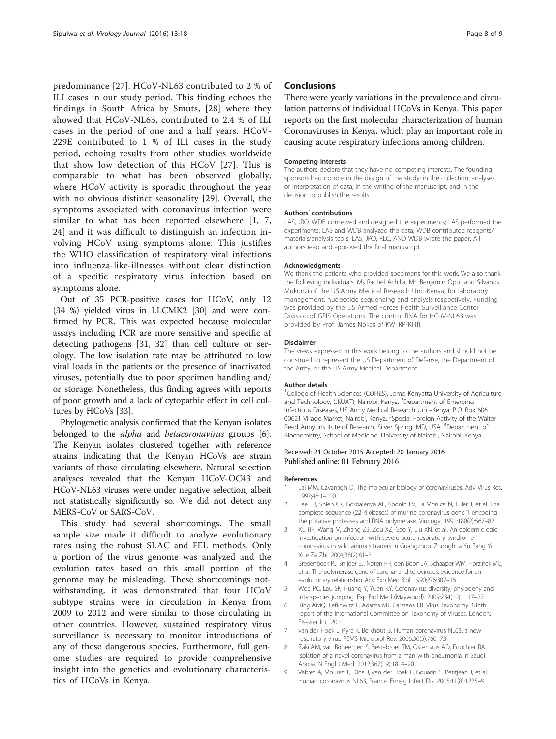predominance [27]. HCoV-NL63 contributed to 2 % of ILI cases in our study period. This finding echoes the findings in South Africa by Smuts, [28] where they showed that HCoV-NL63, contributed to 2.4 % of ILI cases in the period of one and a half years. HCoV-229E contributed to 1 % of ILI cases in the study period, echoing results from other studies worldwide that show low detection of this HCoV [27]. This is comparable to what has been observed globally, where HCoV activity is sporadic throughout the year with no obvious distinct seasonality [29]. Overall, the symptoms associated with coronavirus infection were similar to what has been reported elsewhere [1, 7, 24] and it was difficult to distinguish an infection involving HCoV using symptoms alone. This justifies the WHO classification of respiratory viral infections into influenza-like-illnesses without clear distinction of a specific respiratory virus infection based on symptoms alone.

Out of 35 PCR-positive cases for HCoV, only 12 (34 %) yielded virus in LLCMK2 [30] and were confirmed by PCR. This was expected because molecular assays including PCR are more sensitive and specific at detecting pathogens [31, 32] than cell culture or serology. The low isolation rate may be attributed to low viral loads in the patients or the presence of inactivated viruses, potentially due to poor specimen handling and/or storage. Nonetheless, this finding agrees with reports of poor growth and a lack of cytopathic effect in cell cultures by HCoVs [33].

Phylogenetic analysis confirmed that the Kenyan isolates belonged to the *alpha* and *betacoronavirus* groups [6]. The Kenyan isolates clustered together with reference strains indicating that the Kenyan HCoVs are strain variants of those circulating elsewhere. Natural selection analyses revealed that the Kenyan HCoV-OC43 and HCoV-NL63 viruses were under negative selection, albeit not statistically significantly so. We did not detect any MERS-CoV or SARS-CoV.

This study had several shortcomings. The small sample size made it difficult to analyze evolutionary rates using the robust SLAC and FEL methods. Only a portion of the virus genome was analyzed and the evolution rates based on this small portion of the genome may be misleading. These shortcomings notwithstanding, it was demonstrated that four HCoV subtype strains were in circulation in Kenya from 2009 to 2012 and were similar to those circulating in other countries. However, sustained respiratory virus surveillance is necessary to monitor introductions of any of these dangerous species. Furthermore, full genome studies are required to provide comprehensive insight into the genetics and evolutionary characteristics of HCoVs in Kenya.

## Conclusions

There were yearly variations in the prevalence and circulation patterns of individual HCoVs in Kenya. This paper reports on the first molecular characterization of human Coronaviruses in Kenya, which play an important role in causing acute respiratory infections among children.

#### Competing interests

The authors declare that they have no competing interests. The founding sponsors had no role in the design of the study; in the collection, analyses, or interpretation of data; in the writing of the manuscript, and in the decision to publish the results.

#### Authors' contributions

LAS, JRO, WDB conceived and designed the experiments; LAS performed the experiments; LAS and WDB analyzed the data; WDB contributed reagents/materials/analysis tools; LAS, JRO, RLC, AND WDB wrote the paper. All authors read and approved the final manuscript.

#### Acknowledgments

We thank the patients who provided specimens for this work. We also thank the following individuals: Ms Rachel Achilla, Mr. Benjamin Opot and Silvanos Mukunzi of the US Army Medical Research Unit-Kenya, for laboratory management, nucleotide sequencing and analysis respectively. Funding was provided by the US Armed Forces Health Surveillance Center Division of GEIS Operations. The control RNA for HCoV-NL63 was provided by Prof. James Nokes of KWTRP-Kilifi.

#### Disclaimer

The views expressed in this work belong to the authors and should not be construed to represent the US Department of Defense, the Department of the Army, or the US Army Medical Department.

#### Author details

[1]College of Health Sciences (COHES), Jomo Kenyatta University of Agriculture and Technology, (JKUAT), Nairobi, Kenya. [2]Department of Emerging Infectious Diseases, US Army Medical Research Unit–Kenya, P.O. Box 606 00621 Village Market, Nairobi, Kenya. [3]Special Foreign Activity of the Walter Reed Army Institute of Research, Silver Spring, MD, USA. [4]Department of Biochemistry, School of Medicine, University of Nairobi, Nairobi, Kenya.

Received: 21 October 2015 Accepted: 20 January 2016
Published online: 01 February 2016

#### References

1. Lai MM, Cavanagh D. The molecular biology of coronaviruses. Adv Virus Res. 1997;48:1–100.
2. Lee HJ, Shieh CK, Gorbalenya AE, Koonin EV, La Monica N, Tuler J, et al. The complete sequence (22 kilobases) of murine coronavirus gene 1 encoding the putative proteases and RNA polymerase. Virology. 1991;180(2):567–82.
3. Xu HF, Wang M, Zhang ZB, Zou XZ, Gao Y, Liu XN, et al. An epidemiologic investigation on infection with severe acute respiratory syndrome coronavirus in wild animals traders in Guangzhou. Zhonghua Yu Fang Yi Xue Za Zhi. 2004;38(2):81–3.
4. Bredenbeek PJ, Snijder EJ, Noten FH, den Boon JA, Schaaper WM, Horzinek MC, et al. The polymerase gene of corona- and toroviruses: evidence for an evolutionary relationship. Adv Exp Med Biol. 1990;276:307–16.
5. Woo PC, Lau SK, Huang Y, Yuen KY. Coronavirus diversity, phylogeny and interspecies jumping. Exp Biol Med (Maywood). 2009;234(10):1117–27.
6. King AMQ, Lefkowitz E, Adams MJ, Carstens EB. Virus Taxonomy: Ninth report of the International Committee on Taxonomy of Viruses. London: Elsevier Inc. 2011.
7. van der Hoek L, Pyrc K, Berkhout B. Human coronavirus NL63, a new respiratory virus. FEMS Microbiol Rev. 2006;30(5):760–73.
8. Zaki AM, van Boheemen S, Bestebroer TM, Osterhaus AD, Fouchier RA. Isolation of a novel coronavirus from a man with pneumonia in Saudi Arabia. N Engl J Med. 2012;367(19):1814–20.
9. Vabret A, Mourez T, Dina J, van der Hoek L, Gouarin S, Petitjean J, et al. Human coronavirus NL63, France. Emerg Infect Dis. 2005;11(8):1225–9.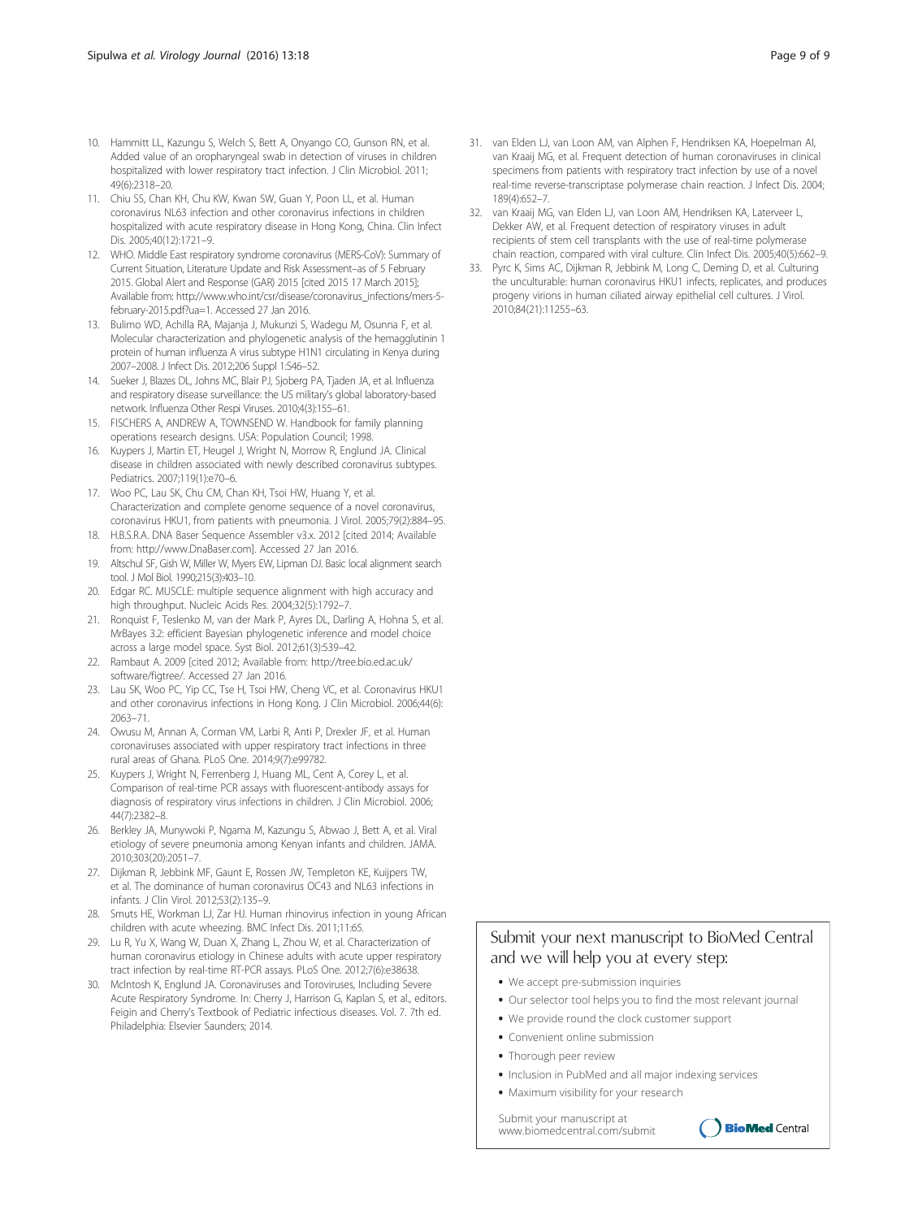10. Hammitt LL, Kazungu S, Welch S, Bett A, Onyango CO, Gunson RN, et al. Added value of an oropharyngeal swab in detection of viruses in children hospitalized with lower respiratory tract infection. J Clin Microbiol. 2011; 49(6):2318–20.
11. Chiu SS, Chan KH, Chu KW, Kwan SW, Guan Y, Poon LL, et al. Human coronavirus NL63 infection and other coronavirus infections in children hospitalized with acute respiratory disease in Hong Kong, China. Clin Infect Dis. 2005;40(12):1721–9.
12. WHO. Middle East respiratory syndrome coronavirus (MERS-CoV): Summary of Current Situation, Literature Update and Risk Assessment–as of 5 February 2015. Global Alert and Response (GAR) 2015 [cited 2015 17 March 2015]; Available from: http://www.who.int/csr/disease/coronavirus_infections/mers-5-february-2015.pdf?ua=1. Accessed 27 Jan 2016.
13. Bulimo WD, Achilla RA, Majanja J, Mukunzi S, Wadegu M, Osunna F, et al. Molecular characterization and phylogenetic analysis of the hemagglutinin 1 protein of human influenza A virus subtype H1N1 circulating in Kenya during 2007–2008. J Infect Dis. 2012;206 Suppl 1:S46–52.
14. Sueker J, Blazes DL, Johns MC, Blair PJ, Sjoberg PA, Tjaden JA, et al. Influenza and respiratory disease surveillance: the US military's global laboratory-based network. Influenza Other Respi Viruses. 2010;4(3):155–61.
15. FISCHERS A, ANDREW A, TOWNSEND W. Handbook for family planning operations research designs. USA: Population Council; 1998.
16. Kuypers J, Martin ET, Heugel J, Wright N, Morrow R, Englund JA. Clinical disease in children associated with newly described coronavirus subtypes. Pediatrics. 2007;119(1):e70–6.
17. Woo PC, Lau SK, Chu CM, Chan KH, Tsoi HW, Huang Y, et al. Characterization and complete genome sequence of a novel coronavirus, coronavirus HKU1, from patients with pneumonia. J Virol. 2005;79(2):884–95.
18. H.B.S.R.A. DNA Baser Sequence Assembler v3.x. 2012 [cited 2014; Available from: http://www.DnaBaser.com]. Accessed 27 Jan 2016.
19. Altschul SF, Gish W, Miller W, Myers EW, Lipman DJ. Basic local alignment search tool. J Mol Biol. 1990;215(3):403–10.
20. Edgar RC. MUSCLE: multiple sequence alignment with high accuracy and high throughput. Nucleic Acids Res. 2004;32(5):1792–7.
21. Ronquist F, Teslenko M, van der Mark P, Ayres DL, Darling A, Hohna S, et al. MrBayes 3.2: efficient Bayesian phylogenetic inference and model choice across a large model space. Syst Biol. 2012;61(3):539–42.
22. Rambaut A. 2009 [cited 2012; Available from: http://tree.bio.ed.ac.uk/software/figtree/. Accessed 27 Jan 2016.
23. Lau SK, Woo PC, Yip CC, Tse H, Tsoi HW, Cheng VC, et al. Coronavirus HKU1 and other coronavirus infections in Hong Kong. J Clin Microbiol. 2006;44(6): 2063–71.
24. Owusu M, Annan A, Corman VM, Larbi R, Anti P, Drexler JF, et al. Human coronaviruses associated with upper respiratory tract infections in three rural areas of Ghana. PLoS One. 2014;9(7):e99782.
25. Kuypers J, Wright N, Ferrenberg J, Huang ML, Cent A, Corey L, et al. Comparison of real-time PCR assays with fluorescent-antibody assays for diagnosis of respiratory virus infections in children. J Clin Microbiol. 2006; 44(7):2382–8.
26. Berkley JA, Munywoki P, Ngama M, Kazungu S, Abwao J, Bett A, et al. Viral etiology of severe pneumonia among Kenyan infants and children. JAMA. 2010;303(20):2051–7.
27. Dijkman R, Jebbink MF, Gaunt E, Rossen JW, Templeton KE, Kuijpers TW, et al. The dominance of human coronavirus OC43 and NL63 infections in infants. J Clin Virol. 2012;53(2):135–9.
28. Smuts HE, Workman LJ, Zar HJ. Human rhinovirus infection in young African children with acute wheezing. BMC Infect Dis. 2011;11:65.
29. Lu R, Yu X, Wang W, Duan X, Zhang L, Zhou W, et al. Characterization of human coronavirus etiology in Chinese adults with acute upper respiratory tract infection by real-time RT-PCR assays. PLoS One. 2012;7(6):e38638.
30. McIntosh K, Englund JA. Coronaviruses and Toroviruses, Including Severe Acute Respiratory Syndrome. In: Cherry J, Harrison G, Kaplan S, et al., editors. Feigin and Cherry's Textbook of Pediatric infectious diseases. Vol. 7. 7th ed. Philadelphia: Elsevier Saunders; 2014.
31. van Elden LJ, van Loon AM, van Alphen F, Hendriksen KA, Hoepelman AI, van Kraaij MG, et al. Frequent detection of human coronaviruses in clinical specimens from patients with respiratory tract infection by use of a novel real-time reverse-transcriptase polymerase chain reaction. J Infect Dis. 2004; 189(4):652–7.
32. van Kraaij MG, van Elden LJ, van Loon AM, Hendriksen KA, Laterveer L, Dekker AW, et al. Frequent detection of respiratory viruses in adult recipients of stem cell transplants with the use of real-time polymerase chain reaction, compared with viral culture. Clin Infect Dis. 2005;40(5):662–9.
33. Pyrc K, Sims AC, Dijkman R, Jebbink M, Long C, Deming D, et al. Culturing the unculturable: human coronavirus HKU1 infects, replicates, and produces progeny virions in human ciliated airway epithelial cell cultures. J Virol. 2010;84(21):11255–63.

Submit your next manuscript to BioMed Central and we will help you at every step:

- We accept pre-submission inquiries
- Our selector tool helps you to find the most relevant journal
- We provide round the clock customer support
- Convenient online submission
- Thorough peer review
- Inclusion in PubMed and all major indexing services
- Maximum visibility for your research

Submit your manuscript at www.biomedcentral.com/submit

BioMed Central